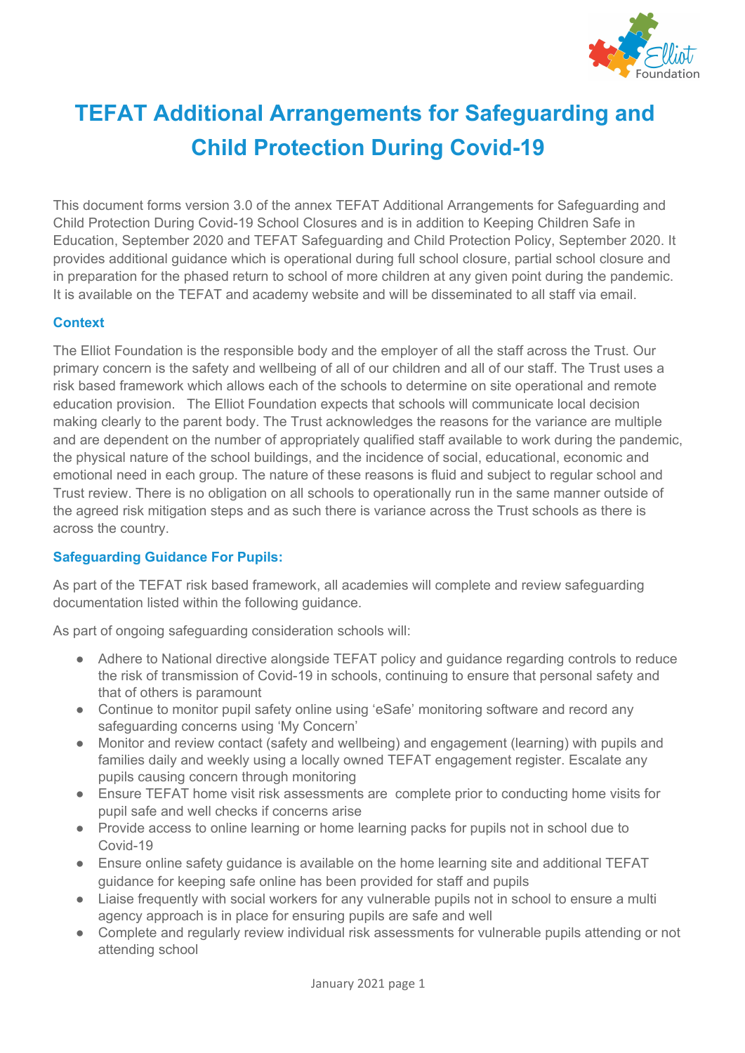# TEFAT Additional Arrangements for Safeguarding and Child Protection During Covid-19

This document forms version 3.0 of the annex TEFAT Additional Arrangements for Safeguarding and Child Protection During Covid-19 School Closures and is in addition to Keeping Children Safe in Education, September 2020 and TEFAT Safeguarding and Child Protection Policy, September 2020. It provides additional guidance which is operational during full school closure, partial school closure and in preparation for the phased return to school of more children at any given point during the pandemic. It is available on the TEFAT and academy website and will be disseminated to all staff via email.

### Context

The Elliot Foundation is the responsible body and the employer of all the staff across the Trust. Our primary concern is the safety and wellbeing of all of our children and all of our staff. The Trust uses a risk based framework which allows each of the schools to determine on site operational and remote education provision. The Elliot Foundation expects that schools will communicate local decision making clearly to the parent body. The Trust acknowledges the reasons for the variance are multiple and are dependent on the number of appropriately qualified staff available to work during the pandemic, the physical nature of the school buildings, and the incidence of social, educational, economic and emotional need in each group. The nature of these reasons is fluid and subject to regular school and Trust review. There is no obligation on all schools to operationally run in the same manner outside of the agreed risk mitigation steps and as such there is variance across the Trust schools as there is across the country.

### Safeguarding Guidance For Pupils:

As part of the TEFAT risk based framework, all academies will complete and review safeguarding documentation listed within the following guidance.

As part of ongoing safeguarding consideration schools will:

- Adhere to National directive alongside TEFAT policy and guidance regarding controls to reduce the risk of transmission of Covid-19 in schools, continuing to ensure that personal safety and that of others is paramount
- Continue to monitor pupil safety online using 'eSafe' monitoring software and record any safeguarding concerns using 'My Concern'
- Monitor and review contact (safety and wellbeing) and engagement (learning) with pupils and families daily and weekly using a locally owned TEFAT engagement register. Escalate any pupils causing concern through monitoring
- Ensure TEFAT home visit risk assessments are complete prior to conducting home visits for pupil safe and well checks if concerns arise
- Provide access to online learning or home learning packs for pupils not in school due to Covid-19
- Ensure online safety guidance is available on the home learning site and additional TEFAT guidance for keeping safe online has been provided for staff and pupils
- Liaise frequently with social workers for any vulnerable pupils not in school to ensure a multi agency approach is in place for ensuring pupils are safe and well
- Complete and regularly review individual risk assessments for vulnerable pupils attending or not attending school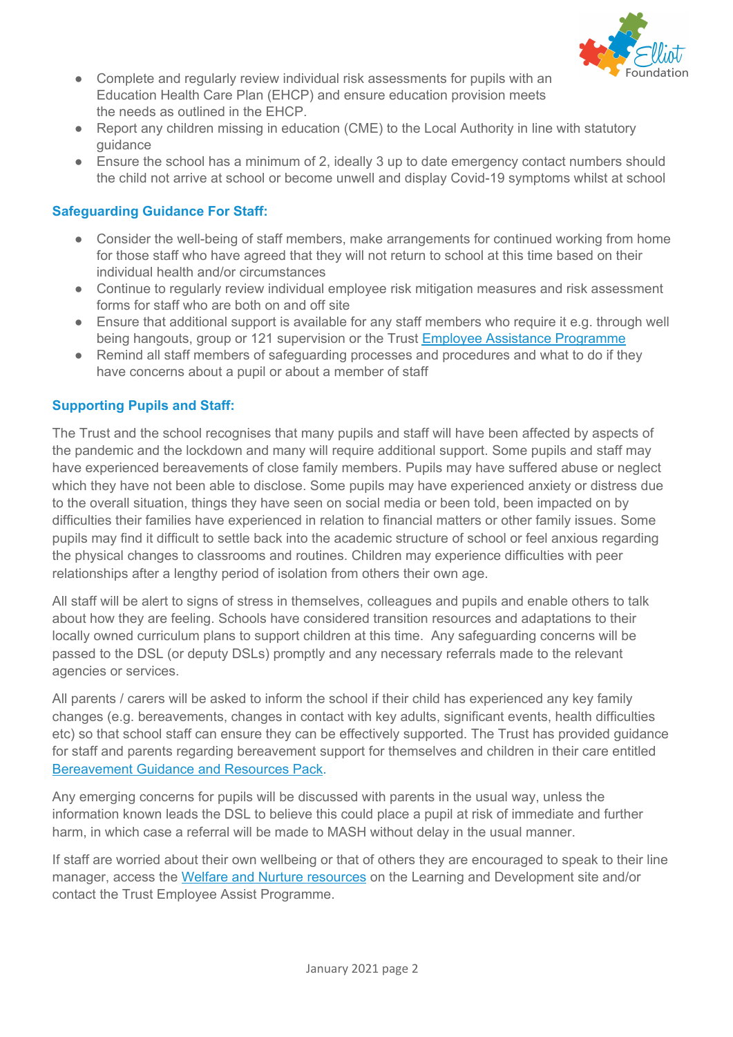- Complete and regularly review individual risk assessments for pupils with an Education Health Care Plan (EHCP) and ensure education provision meets the needs as outlined in the EHCP.
- Report any children missing in education (CME) to the Local Authority in line with statutory guidance
- Ensure the school has a minimum of 2, ideally 3 up to date emergency contact numbers should the child not arrive at school or become unwell and display Covid-19 symptoms whilst at school

### Safeguarding Guidance For Staff:

- Consider the well-being of staff members, make arrangements for continued working from home for those staff who have agreed that they will not return to school at this time based on their individual health and/or circumstances
- Continue to regularly review individual employee risk mitigation measures and risk assessment forms for staff who are both on and off site
- Ensure that additional support is available for any staff members who require it e.g. through well being hangouts, group or 121 supervision or the Trust [Employee Assistance Programme]
- Remind all staff members of safeguarding processes and procedures and what to do if they have concerns about a pupil or about a member of staff

### Supporting Pupils and Staff:

The Trust and the school recognises that many pupils and staff will have been affected by aspects of the pandemic and the lockdown and many will require additional support. Some pupils and staff may have experienced bereavements of close family members. Pupils may have suffered abuse or neglect which they have not been able to disclose. Some pupils may have experienced anxiety or distress due to the overall situation, things they have seen on social media or been told, been impacted on by difficulties their families have experienced in relation to financial matters or other family issues. Some pupils may find it difficult to settle back into the academic structure of school or feel anxious regarding the physical changes to classrooms and routines. Children may experience difficulties with peer relationships after a lengthy period of isolation from others their own age.

All staff will be alert to signs of stress in themselves, colleagues and pupils and enable others to talk about how they are feeling. Schools have considered transition resources and adaptations to their locally owned curriculum plans to support children at this time. Any safeguarding concerns will be passed to the DSL (or deputy DSLs) promptly and any necessary referrals made to the relevant agencies or services.

All parents / carers will be asked to inform the school if their child has experienced any key family changes (e.g. bereavements, changes in contact with key adults, significant events, health difficulties etc) so that school staff can ensure they can be effectively supported. The Trust has provided guidance for staff and parents regarding bereavement support for themselves and children in their care entitled [Bereavement Guidance and Resources Pack].

Any emerging concerns for pupils will be discussed with parents in the usual way, unless the information known leads the DSL to believe this could place a pupil at risk of immediate and further harm, in which case a referral will be made to MASH without delay in the usual manner.

If staff are worried about their own wellbeing or that of others they are encouraged to speak to their line manager, access the [Welfare and Nurture resources] on the Learning and Development site and/or contact the Trust Employee Assist Programme.